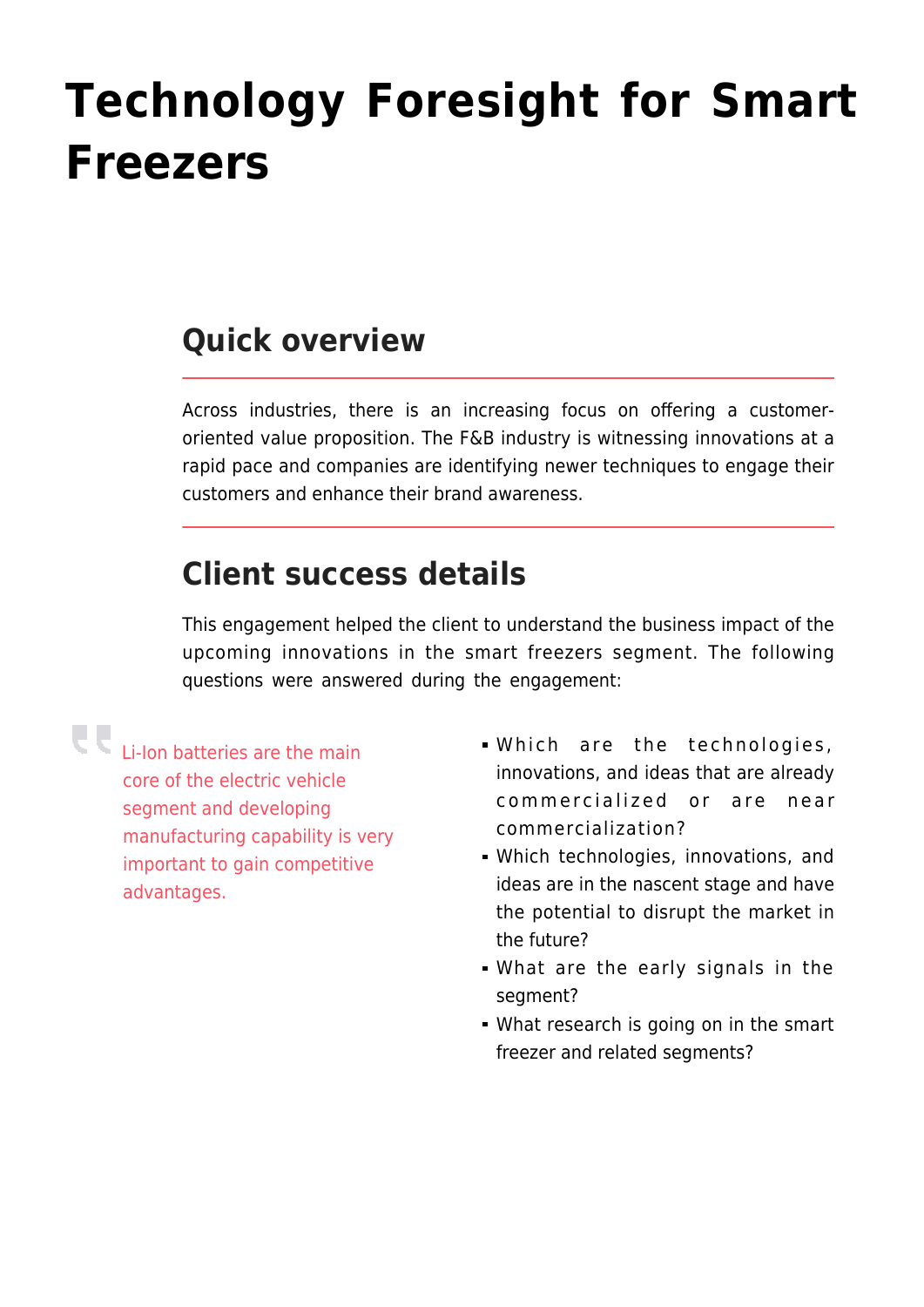# Technology Foresight for Smart Freezers

## Quick overview

Across industries, there is an increasing focus on offering a customer-oriented value proposition. The F&B industry is witnessing innovations at a rapid pace and companies are identifying newer techniques to engage their customers and enhance their brand awareness.

## Client success details

This engagement helped the client to understand the business impact of the upcoming innovations in the smart freezers segment. The following questions were answered during the engagement:

> Li-Ion batteries are the main core of the electric vehicle segment and developing manufacturing capability is very important to gain competitive advantages.

- Which are the technologies, innovations, and ideas that are already commercialized or are near commercialization?
- Which technologies, innovations, and ideas are in the nascent stage and have the potential to disrupt the market in the future?
- What are the early signals in the segment?
- What research is going on in the smart freezer and related segments?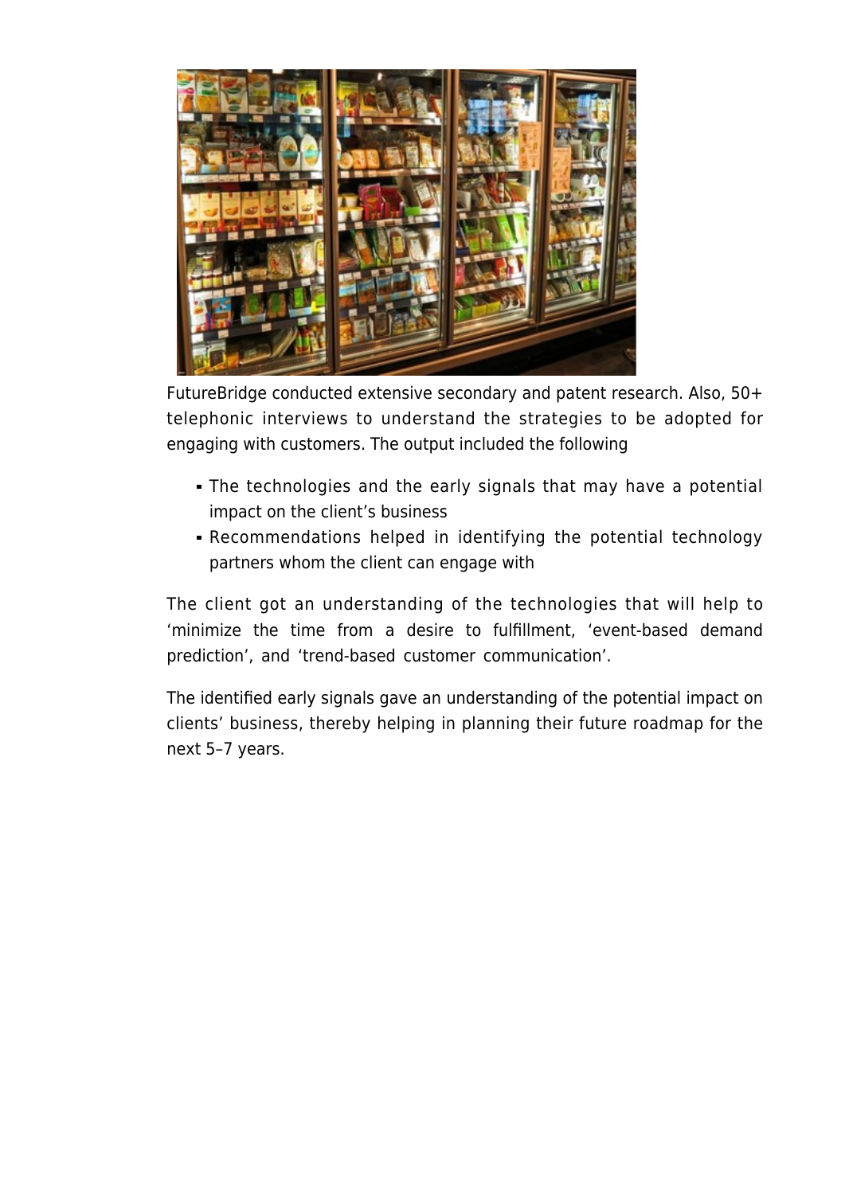FutureBridge conducted extensive secondary and patent research. Also, 50+ telephonic interviews to understand the strategies to be adopted for engaging with customers. The output included the following

- The technologies and the early signals that may have a potential impact on the client's business
- Recommendations helped in identifying the potential technology partners whom the client can engage with

The client got an understanding of the technologies that will help to 'minimize the time from a desire to fulfillment, 'event-based demand prediction', and 'trend-based customer communication'.

The identified early signals gave an understanding of the potential impact on clients' business, thereby helping in planning their future roadmap for the next 5–7 years.